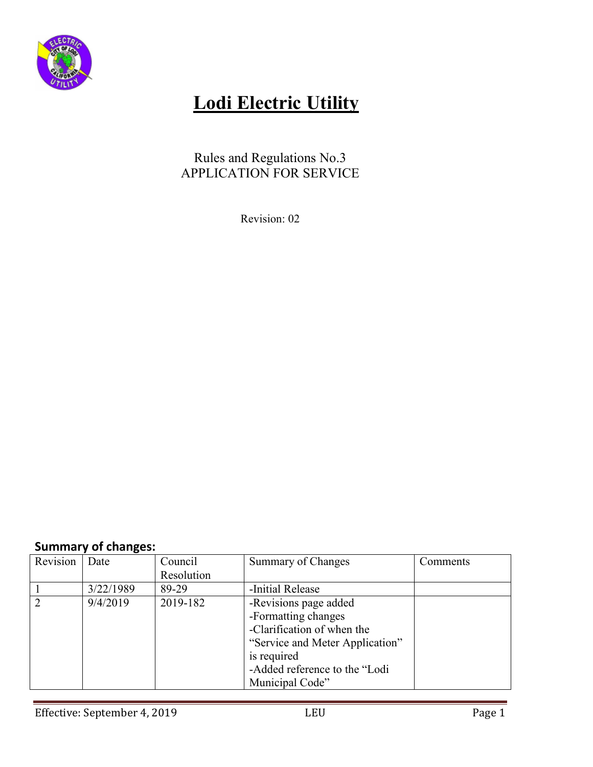# Lodi Electric Utility

Rules and Regulations No.3
APPLICATION FOR SERVICE

Revision: 02

**Summary of changes:**

| Revision | Date | Council Resolution | Summary of Changes | Comments |
|---|---|---|---|---|
| 1 | 3/22/1989 | 89-29 | -Initial Release | |
| 2 | 9/4/2019 | 2019-182 | -Revisions page added<br>-Formatting changes<br>-Clarification of when the "Service and Meter Application" is required<br>-Added reference to the "Lodi Municipal Code" | |

Effective: September 4, 2019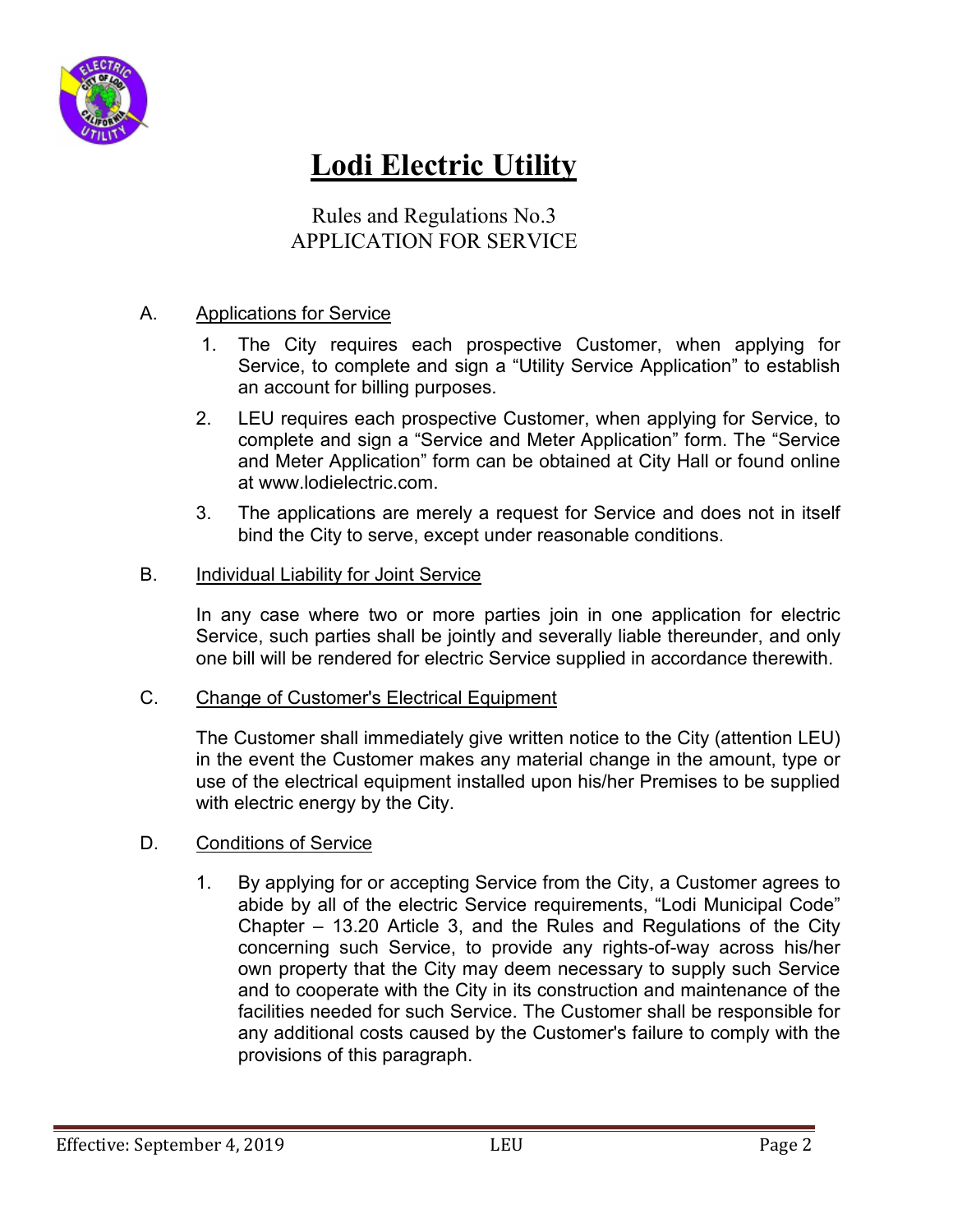# Lodi Electric Utility

Rules and Regulations No.3
APPLICATION FOR SERVICE

A. Applications for Service

1. The City requires each prospective Customer, when applying for Service, to complete and sign a "Utility Service Application" to establish an account for billing purposes.
2. LEU requires each prospective Customer, when applying for Service, to complete and sign a "Service and Meter Application" form. The "Service and Meter Application" form can be obtained at City Hall or found online at www.lodielectric.com.
3. The applications are merely a request for Service and does not in itself bind the City to serve, except under reasonable conditions.

B. Individual Liability for Joint Service

In any case where two or more parties join in one application for electric Service, such parties shall be jointly and severally liable thereunder, and only one bill will be rendered for electric Service supplied in accordance therewith.

C. Change of Customer's Electrical Equipment

The Customer shall immediately give written notice to the City (attention LEU) in the event the Customer makes any material change in the amount, type or use of the electrical equipment installed upon his/her Premises to be supplied with electric energy by the City.

D. Conditions of Service

1. By applying for or accepting Service from the City, a Customer agrees to abide by all of the electric Service requirements, "Lodi Municipal Code" Chapter – 13.20 Article 3, and the Rules and Regulations of the City concerning such Service, to provide any rights-of-way across his/her own property that the City may deem necessary to supply such Service and to cooperate with the City in its construction and maintenance of the facilities needed for such Service. The Customer shall be responsible for any additional costs caused by the Customer's failure to comply with the provisions of this paragraph.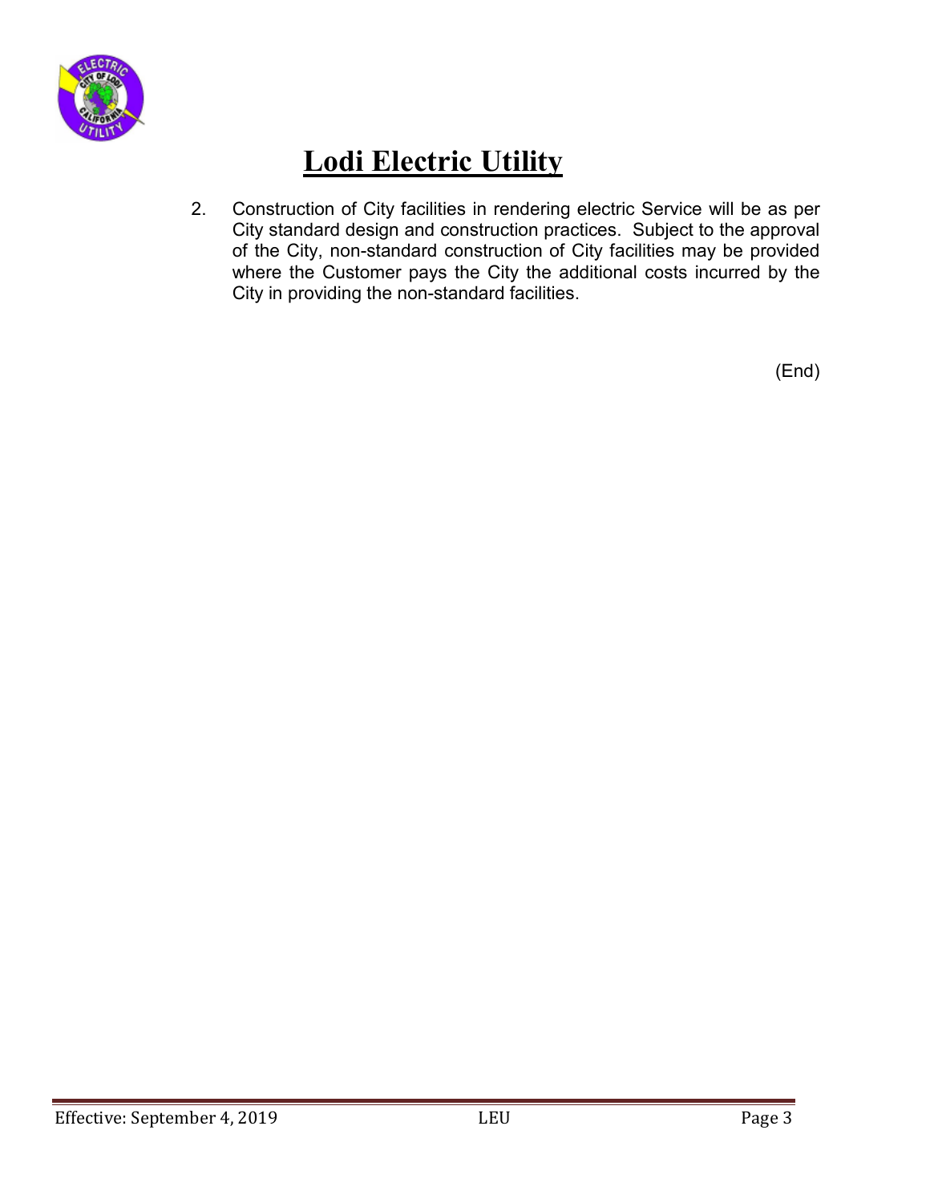# Lodi Electric Utility

2. Construction of City facilities in rendering electric Service will be as per City standard design and construction practices. Subject to the approval of the City, non-standard construction of City facilities may be provided where the Customer pays the City the additional costs incurred by the City in providing the non-standard facilities.

(End)